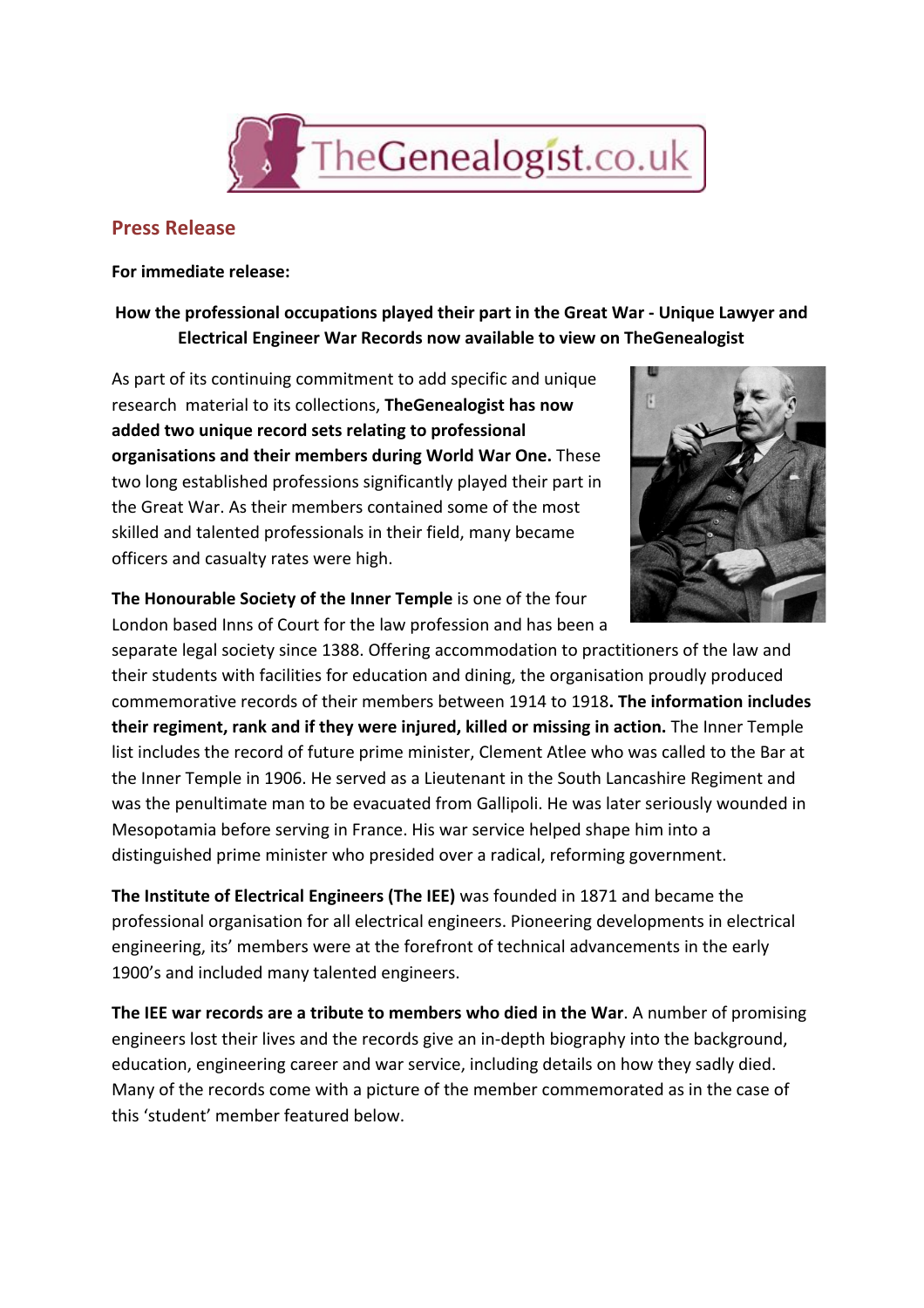TheGenealogist.co.uk

## Press Release

**For immediate release:**

**How the professional occupations played their part in the Great War - Unique Lawyer and Electrical Engineer War Records now available to view on TheGenealogist**

As part of its continuing commitment to add specific and unique research material to its collections, **TheGenealogist has now added two unique record sets relating to professional organisations and their members during World War One.** These two long established professions significantly played their part in the Great War. As their members contained some of the most skilled and talented professionals in their field, many became officers and casualty rates were high.

**The Honourable Society of the Inner Temple** is one of the four London based Inns of Court for the law profession and has been a separate legal society since 1388. Offering accommodation to practitioners of the law and their students with facilities for education and dining, the organisation proudly produced commemorative records of their members between 1914 to 1918**. The information includes their regiment, rank and if they were injured, killed or missing in action.** The Inner Temple list includes the record of future prime minister, Clement Atlee who was called to the Bar at the Inner Temple in 1906. He served as a Lieutenant in the South Lancashire Regiment and was the penultimate man to be evacuated from Gallipoli. He was later seriously wounded in Mesopotamia before serving in France. His war service helped shape him into a distinguished prime minister who presided over a radical, reforming government.

**The Institute of Electrical Engineers (The IEE)** was founded in 1871 and became the professional organisation for all electrical engineers. Pioneering developments in electrical engineering, its' members were at the forefront of technical advancements in the early 1900's and included many talented engineers.

**The IEE war records are a tribute to members who died in the War**. A number of promising engineers lost their lives and the records give an in-depth biography into the background, education, engineering career and war service, including details on how they sadly died. Many of the records come with a picture of the member commemorated as in the case of this 'student' member featured below.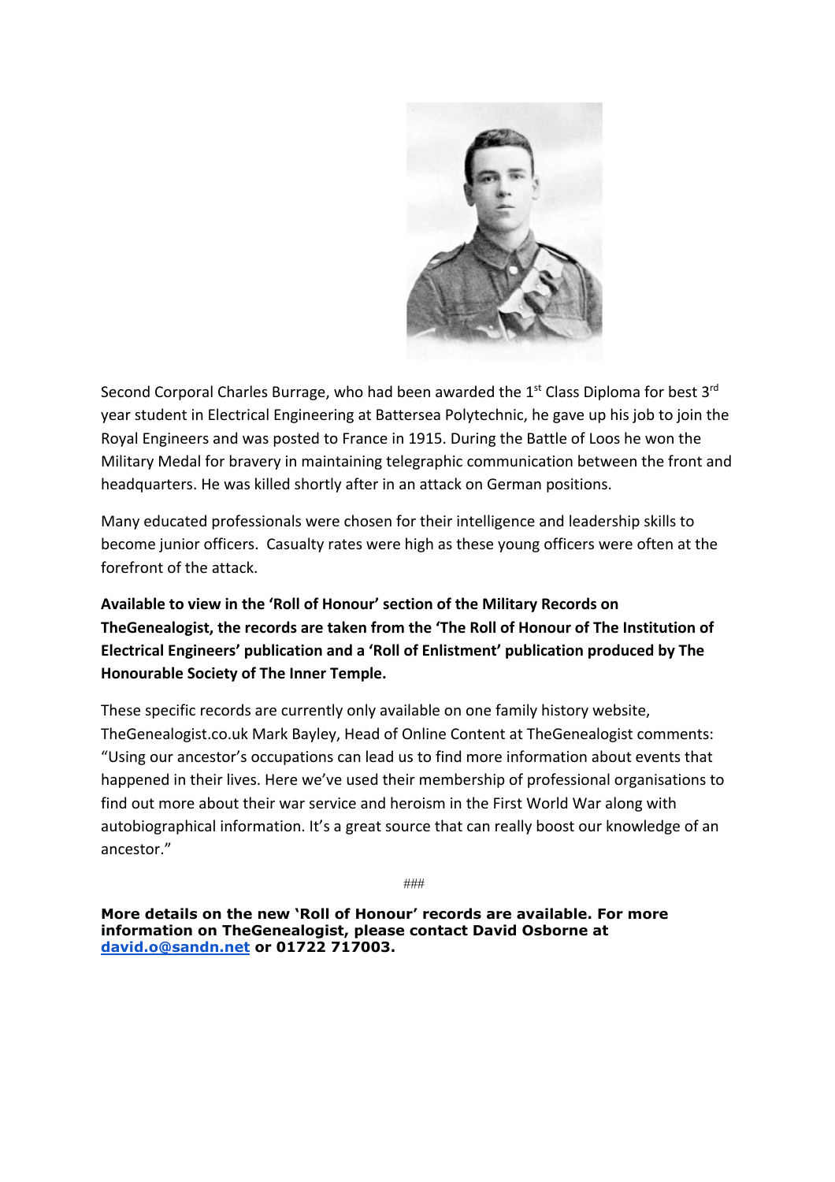Second Corporal Charles Burrage, who had been awarded the 1st Class Diploma for best 3rd year student in Electrical Engineering at Battersea Polytechnic, he gave up his job to join the Royal Engineers and was posted to France in 1915. During the Battle of Loos he won the Military Medal for bravery in maintaining telegraphic communication between the front and headquarters. He was killed shortly after in an attack on German positions.

Many educated professionals were chosen for their intelligence and leadership skills to become junior officers. Casualty rates were high as these young officers were often at the forefront of the attack.

**Available to view in the 'Roll of Honour' section of the Military Records on TheGenealogist, the records are taken from the 'The Roll of Honour of The Institution of Electrical Engineers' publication and a 'Roll of Enlistment' publication produced by The Honourable Society of The Inner Temple.**

These specific records are currently only available on one family history website, TheGenealogist.co.uk Mark Bayley, Head of Online Content at TheGenealogist comments: "Using our ancestor's occupations can lead us to find more information about events that happened in their lives. Here we've used their membership of professional organisations to find out more about their war service and heroism in the First World War along with autobiographical information. It's a great source that can really boost our knowledge of an ancestor."

###

**More details on the new 'Roll of Honour' records are available. For more information on TheGenealogist, please contact David Osborne at [david.o@sandn.net](mailto:david.o@sandn.net) or 01722 717003.**